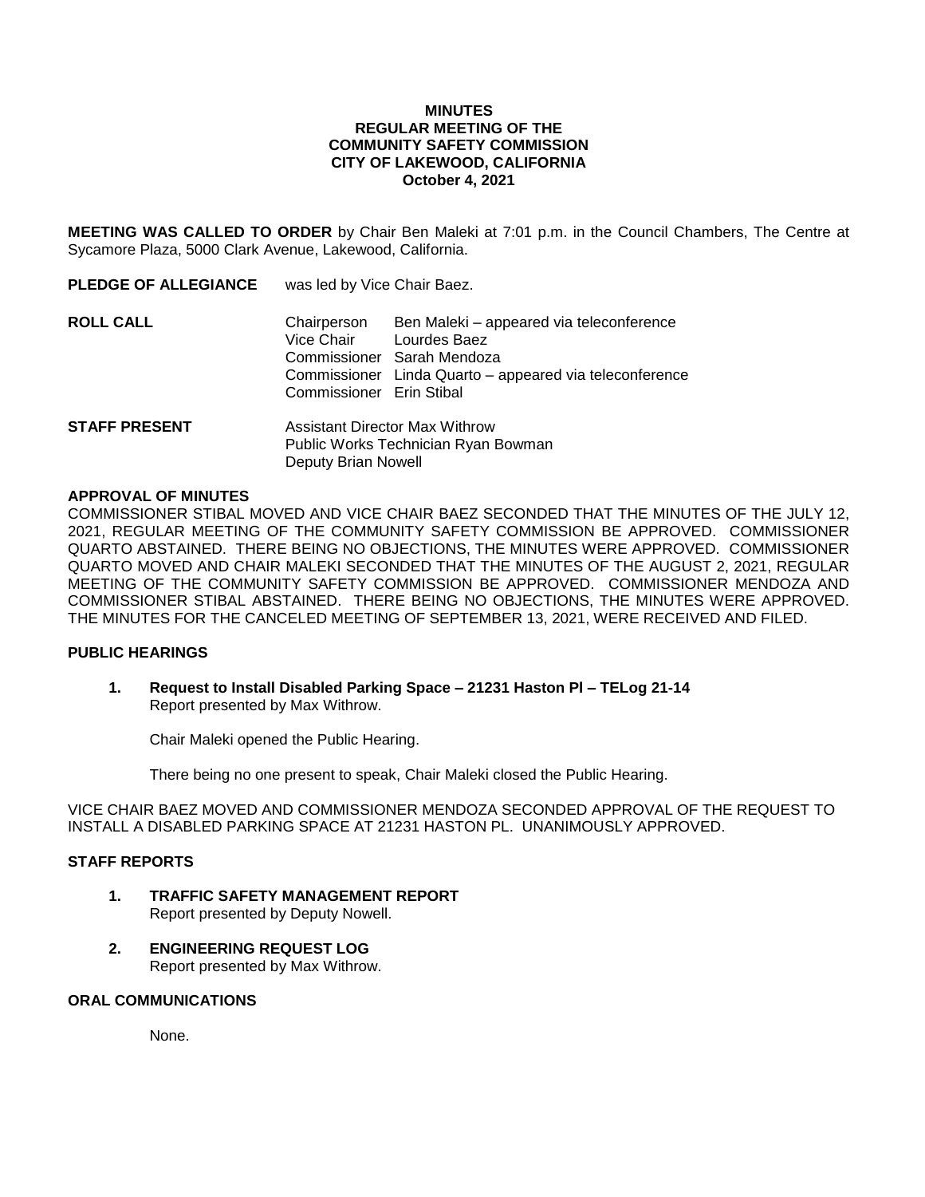**MINUTES**
**REGULAR MEETING OF THE**
**COMMUNITY SAFETY COMMISSION**
**CITY OF LAKEWOOD, CALIFORNIA**
**October 4, 2021**

**MEETING WAS CALLED TO ORDER** by Chair Ben Maleki at 7:01 p.m. in the Council Chambers, The Centre at Sycamore Plaza, 5000 Clark Avenue, Lakewood, California.

**PLEDGE OF ALLEGIANCE** was led by Vice Chair Baez.

**ROLL CALL**

| | |
|---|---|
| Chairperson | Ben Maleki – appeared via teleconference |
| Vice Chair | Lourdes Baez |
| Commissioner | Sarah Mendoza |
| Commissioner | Linda Quarto – appeared via teleconference |
| Commissioner | Erin Stibal |

**STAFF PRESENT**

Assistant Director Max Withrow
Public Works Technician Ryan Bowman
Deputy Brian Nowell

**APPROVAL OF MINUTES**

COMMISSIONER STIBAL MOVED AND VICE CHAIR BAEZ SECONDED THAT THE MINUTES OF THE JULY 12, 2021, REGULAR MEETING OF THE COMMUNITY SAFETY COMMISSION BE APPROVED. COMMISSIONER QUARTO ABSTAINED. THERE BEING NO OBJECTIONS, THE MINUTES WERE APPROVED. COMMISSIONER QUARTO MOVED AND CHAIR MALEKI SECONDED THAT THE MINUTES OF THE AUGUST 2, 2021, REGULAR MEETING OF THE COMMUNITY SAFETY COMMISSION BE APPROVED. COMMISSIONER MENDOZA AND COMMISSIONER STIBAL ABSTAINED. THERE BEING NO OBJECTIONS, THE MINUTES WERE APPROVED. THE MINUTES FOR THE CANCELED MEETING OF SEPTEMBER 13, 2021, WERE RECEIVED AND FILED.

**PUBLIC HEARINGS**

1. **Request to Install Disabled Parking Space – 21231 Haston Pl – TELog 21-14**
   Report presented by Max Withrow.

   Chair Maleki opened the Public Hearing.

   There being no one present to speak, Chair Maleki closed the Public Hearing.

VICE CHAIR BAEZ MOVED AND COMMISSIONER MENDOZA SECONDED APPROVAL OF THE REQUEST TO INSTALL A DISABLED PARKING SPACE AT 21231 HASTON PL. UNANIMOUSLY APPROVED.

**STAFF REPORTS**

1. **TRAFFIC SAFETY MANAGEMENT REPORT**
   Report presented by Deputy Nowell.

2. **ENGINEERING REQUEST LOG**
   Report presented by Max Withrow.

**ORAL COMMUNICATIONS**

None.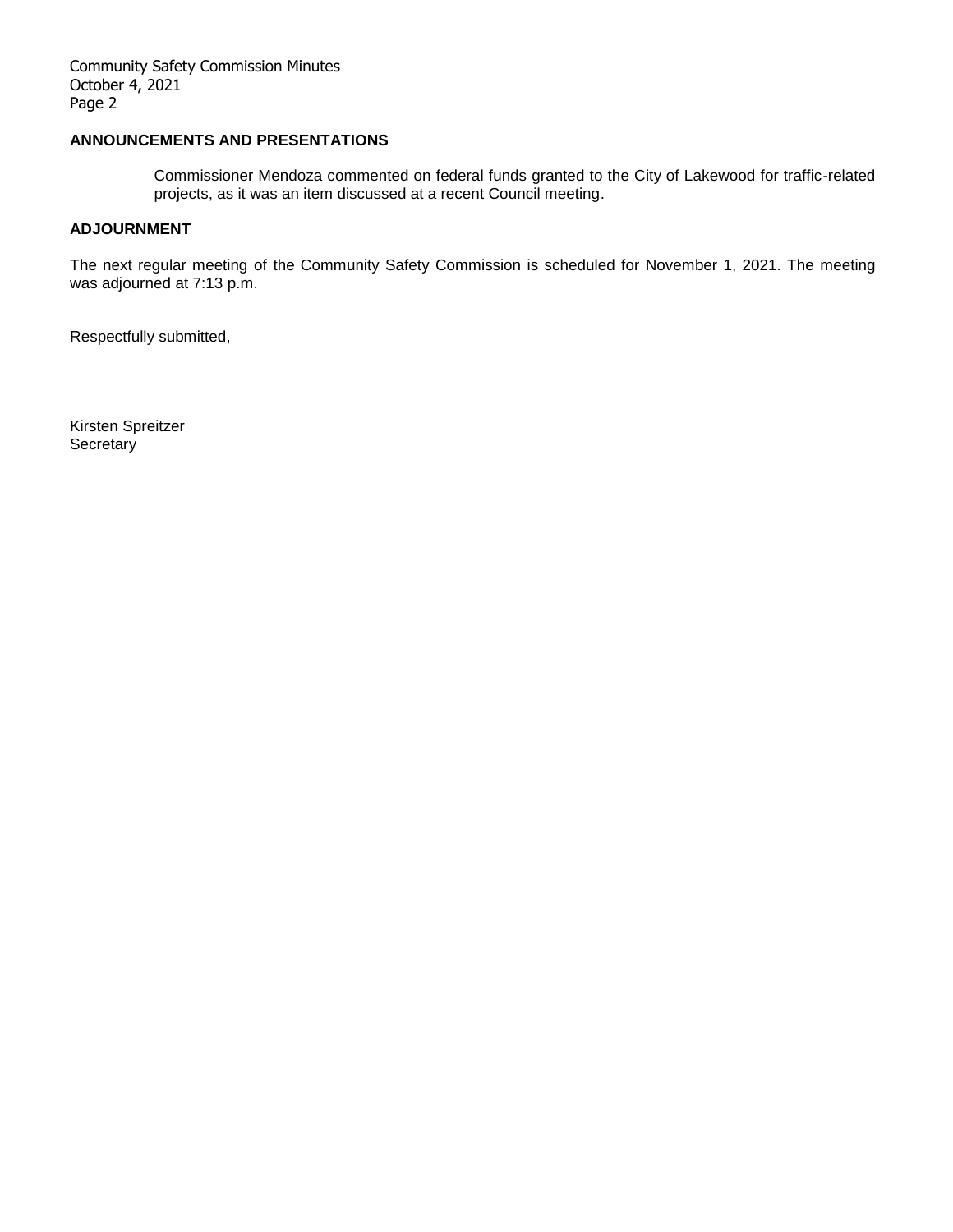## ANNOUNCEMENTS AND PRESENTATIONS

Commissioner Mendoza commented on federal funds granted to the City of Lakewood for traffic-related projects, as it was an item discussed at a recent Council meeting.

## ADJOURNMENT

The next regular meeting of the Community Safety Commission is scheduled for November 1, 2021. The meeting was adjourned at 7:13 p.m.

Respectfully submitted,

Kirsten Spreitzer
Secretary